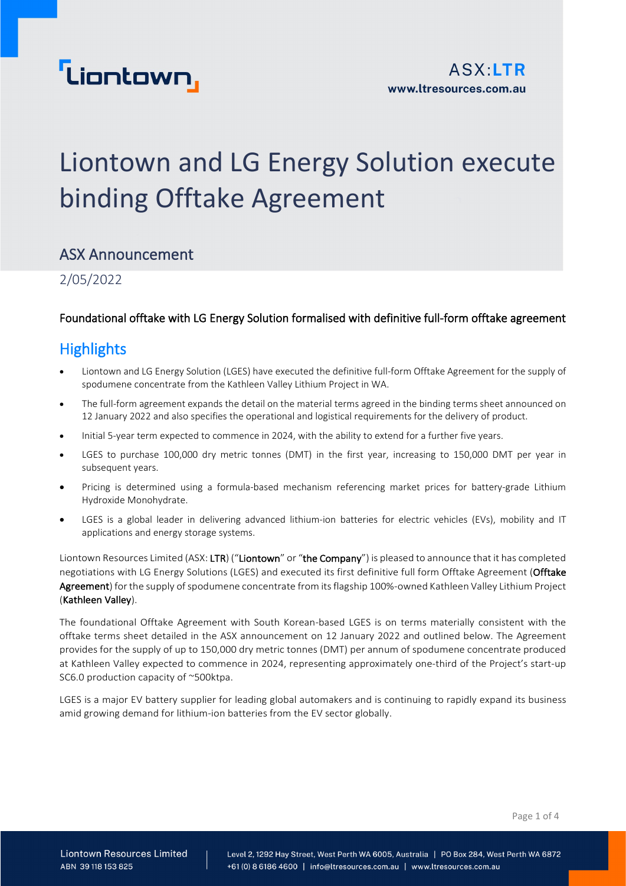Liontown

ASX:LTR
www.ltresources.com.au

# Liontown and LG Energy Solution execute binding Offtake Agreement

## ASX Announcement

2/05/2022

**Foundational offtake with LG Energy Solution formalised with definitive full-form offtake agreement**

## Highlights

- Liontown and LG Energy Solution (LGES) have executed the definitive full-form Offtake Agreement for the supply of spodumene concentrate from the Kathleen Valley Lithium Project in WA.
- The full-form agreement expands the detail on the material terms agreed in the binding terms sheet announced on 12 January 2022 and also specifies the operational and logistical requirements for the delivery of product.
- Initial 5-year term expected to commence in 2024, with the ability to extend for a further five years.
- LGES to purchase 100,000 dry metric tonnes (DMT) in the first year, increasing to 150,000 DMT per year in subsequent years.
- Pricing is determined using a formula-based mechanism referencing market prices for battery-grade Lithium Hydroxide Monohydrate.
- LGES is a global leader in delivering advanced lithium-ion batteries for electric vehicles (EVs), mobility and IT applications and energy storage systems.

Liontown Resources Limited (ASX: **LTR**) ("**Liontown**" or "**the Company**") is pleased to announce that it has completed negotiations with LG Energy Solutions (LGES) and executed its first definitive full form Offtake Agreement (**Offtake Agreement**) for the supply of spodumene concentrate from its flagship 100%-owned Kathleen Valley Lithium Project (**Kathleen Valley**).

The foundational Offtake Agreement with South Korean-based LGES is on terms materially consistent with the offtake terms sheet detailed in the ASX announcement on 12 January 2022 and outlined below. The Agreement provides for the supply of up to 150,000 dry metric tonnes (DMT) per annum of spodumene concentrate produced at Kathleen Valley expected to commence in 2024, representing approximately one-third of the Project's start-up SC6.0 production capacity of ~500ktpa.

LGES is a major EV battery supplier for leading global automakers and is continuing to rapidly expand its business amid growing demand for lithium-ion batteries from the EV sector globally.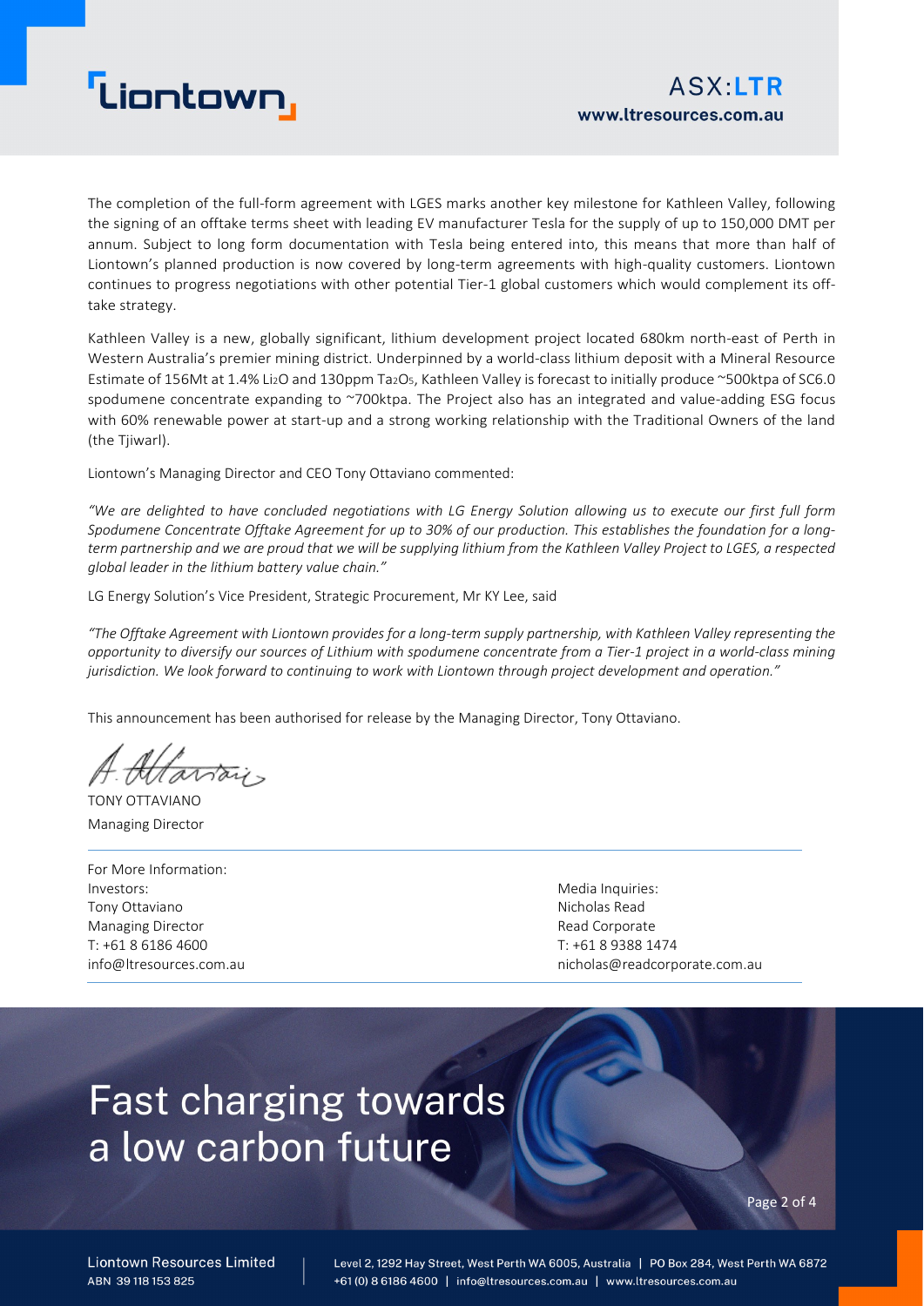The completion of the full-form agreement with LGES marks another key milestone for Kathleen Valley, following the signing of an offtake terms sheet with leading EV manufacturer Tesla for the supply of up to 150,000 DMT per annum. Subject to long form documentation with Tesla being entered into, this means that more than half of Liontown's planned production is now covered by long-term agreements with high-quality customers. Liontown continues to progress negotiations with other potential Tier-1 global customers which would complement its off-take strategy.

Kathleen Valley is a new, globally significant, lithium development project located 680km north-east of Perth in Western Australia's premier mining district. Underpinned by a world-class lithium deposit with a Mineral Resource Estimate of 156Mt at 1.4% $Li_2O$ and 130ppm $Ta_2O_5$, Kathleen Valley is forecast to initially produce ~500ktpa of SC6.0 spodumene concentrate expanding to ~700ktpa. The Project also has an integrated and value-adding ESG focus with 60% renewable power at start-up and a strong working relationship with the Traditional Owners of the land (the Tjiwarl).

Liontown's Managing Director and CEO Tony Ottaviano commented:

*"We are delighted to have concluded negotiations with LG Energy Solution allowing us to execute our first full form Spodumene Concentrate Offtake Agreement for up to 30% of our production. This establishes the foundation for a long-term partnership and we are proud that we will be supplying lithium from the Kathleen Valley Project to LGES, a respected global leader in the lithium battery value chain."*

LG Energy Solution's Vice President, Strategic Procurement, Mr KY Lee, said

*"The Offtake Agreement with Liontown provides for a long-term supply partnership, with Kathleen Valley representing the opportunity to diversify our sources of Lithium with spodumene concentrate from a Tier-1 project in a world-class mining jurisdiction. We look forward to continuing to work with Liontown through project development and operation."*

This announcement has been authorised for release by the Managing Director, Tony Ottaviano.

TONY OTTAVIANO
Managing Director

For More Information:

Investors:
Tony Ottaviano
Managing Director
T: +61 8 6186 4600
info@ltresources.com.au

Media Inquiries:
Nicholas Read
Read Corporate
T: +61 8 9388 1474
nicholas@readcorporate.com.au

Fast charging towards a low carbon future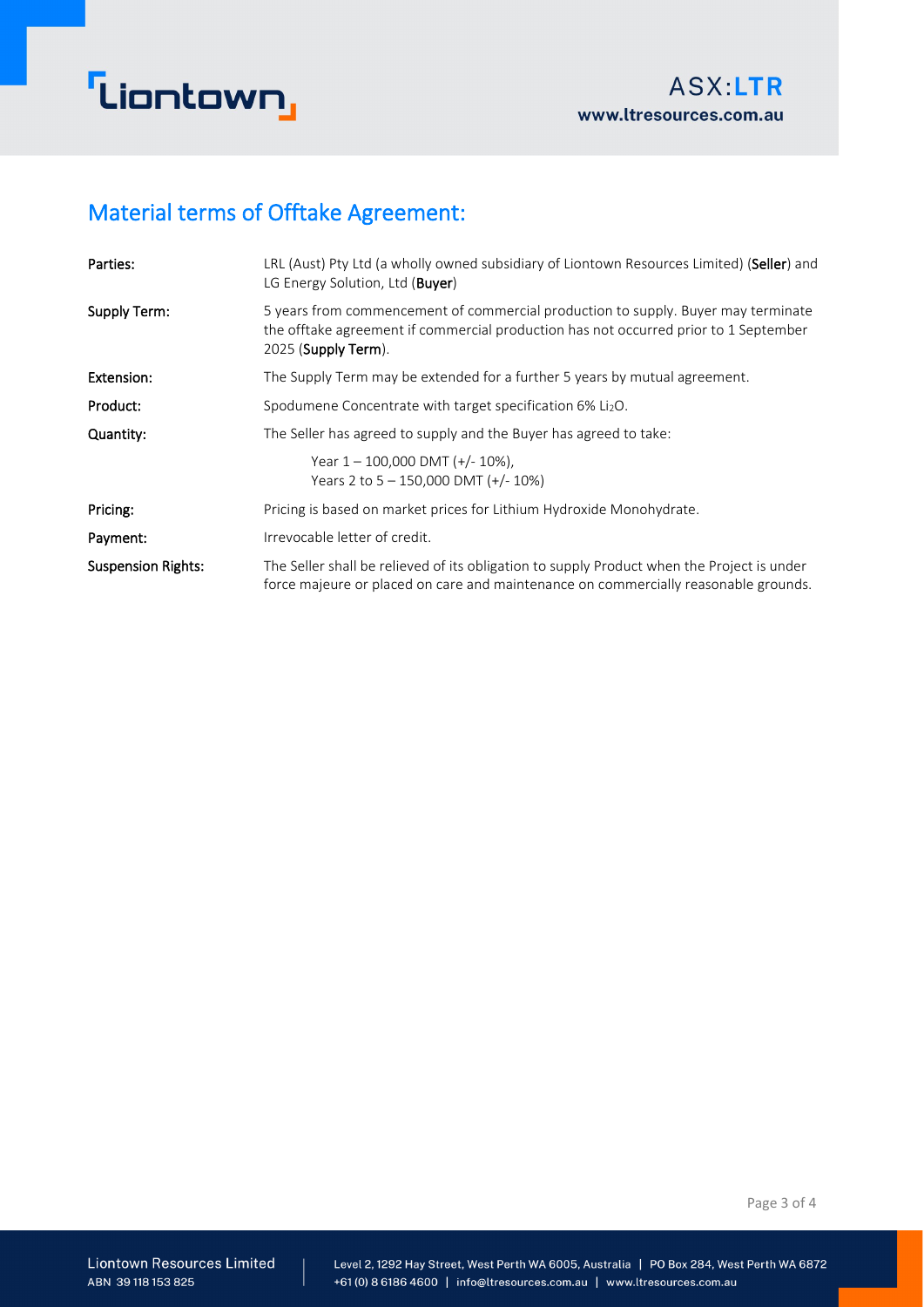## Material terms of Offtake Agreement:

| | |
|---|---|
| Parties: | LRL (Aust) Pty Ltd (a wholly owned subsidiary of Liontown Resources Limited) (**Seller**) and LG Energy Solution, Ltd (**Buyer**) |
| Supply Term: | 5 years from commencement of commercial production to supply. Buyer may terminate the offtake agreement if commercial production has not occurred prior to 1 September 2025 (**Supply Term**). |
| Extension: | The Supply Term may be extended for a further 5 years by mutual agreement. |
| Product: | Spodumene Concentrate with target specification 6% $Li_2O$. |
| Quantity: | The Seller has agreed to supply and the Buyer has agreed to take:<br>Year 1 – 100,000 DMT (+/- 10%),<br>Years 2 to 5 – 150,000 DMT (+/- 10%) |
| Pricing: | Pricing is based on market prices for Lithium Hydroxide Monohydrate. |
| Payment: | Irrevocable letter of credit. |
| Suspension Rights: | The Seller shall be relieved of its obligation to supply Product when the Project is under force majeure or placed on care and maintenance on commercially reasonable grounds. |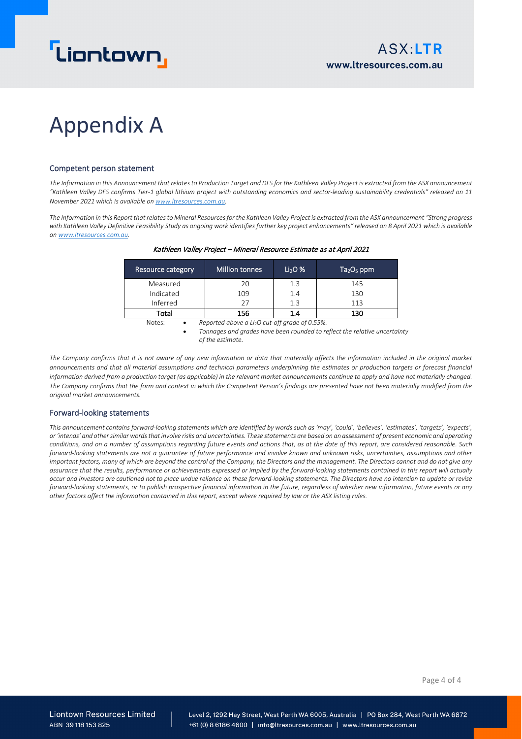# Appendix A

## Competent person statement

*The Information in this Announcement that relates to Production Target and DFS for the Kathleen Valley Project is extracted from the ASX announcement "Kathleen Valley DFS confirms Tier-1 global lithium project with outstanding economics and sector-leading sustainability credentials" released on 11 November 2021 which is available on www.ltresources.com.au.*

*The Information in this Report that relates to Mineral Resources for the Kathleen Valley Project is extracted from the ASX announcement "Strong progress with Kathleen Valley Definitive Feasibility Study as ongoing work identifies further key project enhancements" released on 8 April 2021 which is available on www.ltresources.com.au.*

*Kathleen Valley Project – Mineral Resource Estimate as at April 2021*

| Resource category | Million tonnes | $Li_2O$ % | $Ta_2O_5$ ppm |
|---|---|---|---|
| Measured | 20 | 1.3 | 145 |
| Indicated | 109 | 1.4 | 130 |
| Inferred | 27 | 1.3 | 113 |
| **Total** | **156** | **1.4** | **130** |

Notes:
- *Reported above a $Li_2O$ cut-off grade of 0.55%.*
- *Tonnages and grades have been rounded to reflect the relative uncertainty of the estimate.*

*The Company confirms that it is not aware of any new information or data that materially affects the information included in the original market announcements and that all material assumptions and technical parameters underpinning the estimates or production targets or forecast financial information derived from a production target (as applicable) in the relevant market announcements continue to apply and have not materially changed. The Company confirms that the form and context in which the Competent Person's findings are presented have not been materially modified from the original market announcements.*

## Forward-looking statements

*This announcement contains forward-looking statements which are identified by words such as 'may', 'could', 'believes', 'estimates', 'targets', 'expects', or 'intends' and other similar words that involve risks and uncertainties. These statements are based on an assessment of present economic and operating conditions, and on a number of assumptions regarding future events and actions that, as at the date of this report, are considered reasonable. Such forward-looking statements are not a guarantee of future performance and involve known and unknown risks, uncertainties, assumptions and other important factors, many of which are beyond the control of the Company, the Directors and the management. The Directors cannot and do not give any assurance that the results, performance or achievements expressed or implied by the forward-looking statements contained in this report will actually occur and investors are cautioned not to place undue reliance on these forward-looking statements. The Directors have no intention to update or revise forward-looking statements, or to publish prospective financial information in the future, regardless of whether new information, future events or any other factors affect the information contained in this report, except where required by law or the ASX listing rules.*